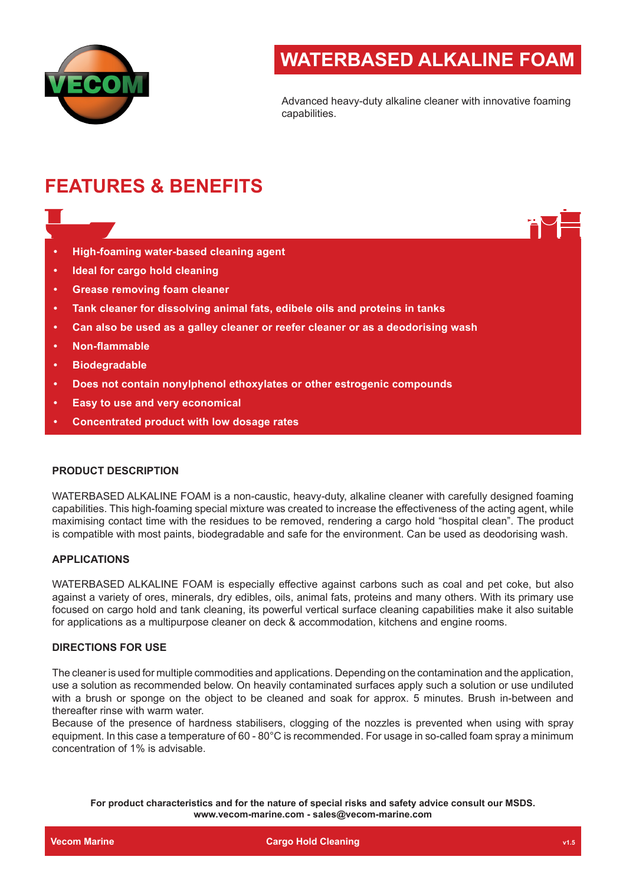# WATERBASED ALKALINE FOAM

Advanced heavy-duty alkaline cleaner with innovative foaming capabilities.

## FEATURES & BENEFITS

- **High-foaming water-based cleaning agent**
- **Ideal for cargo hold cleaning**
- **Grease removing foam cleaner**
- **Tank cleaner for dissolving animal fats, edibele oils and proteins in tanks**
- **Can also be used as a galley cleaner or reefer cleaner or as a deodorising wash**
- **Non-flammable**
- **Biodegradable**
- **Does not contain nonylphenol ethoxylates or other estrogenic compounds**
- **Easy to use and very economical**
- **Concentrated product with low dosage rates**

### PRODUCT DESCRIPTION

WATERBASED ALKALINE FOAM is a non-caustic, heavy-duty, alkaline cleaner with carefully designed foaming capabilities. This high-foaming special mixture was created to increase the effectiveness of the acting agent, while maximising contact time with the residues to be removed, rendering a cargo hold “hospital clean”. The product is compatible with most paints, biodegradable and safe for the environment. Can be used as deodorising wash.

### APPLICATIONS

WATERBASED ALKALINE FOAM is especially effective against carbons such as coal and pet coke, but also against a variety of ores, minerals, dry edibles, oils, animal fats, proteins and many others. With its primary use focused on cargo hold and tank cleaning, its powerful vertical surface cleaning capabilities make it also suitable for applications as a multipurpose cleaner on deck & accommodation, kitchens and engine rooms.

### DIRECTIONS FOR USE

The cleaner is used for multiple commodities and applications. Depending on the contamination and the application, use a solution as recommended below. On heavily contaminated surfaces apply such a solution or use undiluted with a brush or sponge on the object to be cleaned and soak for approx. 5 minutes. Brush in-between and thereafter rinse with warm water.
Because of the presence of hardness stabilisers, clogging of the nozzles is prevented when using with spray equipment. In this case a temperature of 60 - 80°C is recommended. For usage in so-called foam spray a minimum concentration of 1% is advisable.

**For product characteristics and for the nature of special risks and safety advice consult our MSDS.**
**www.vecom-marine.com - sales@vecom-marine.com**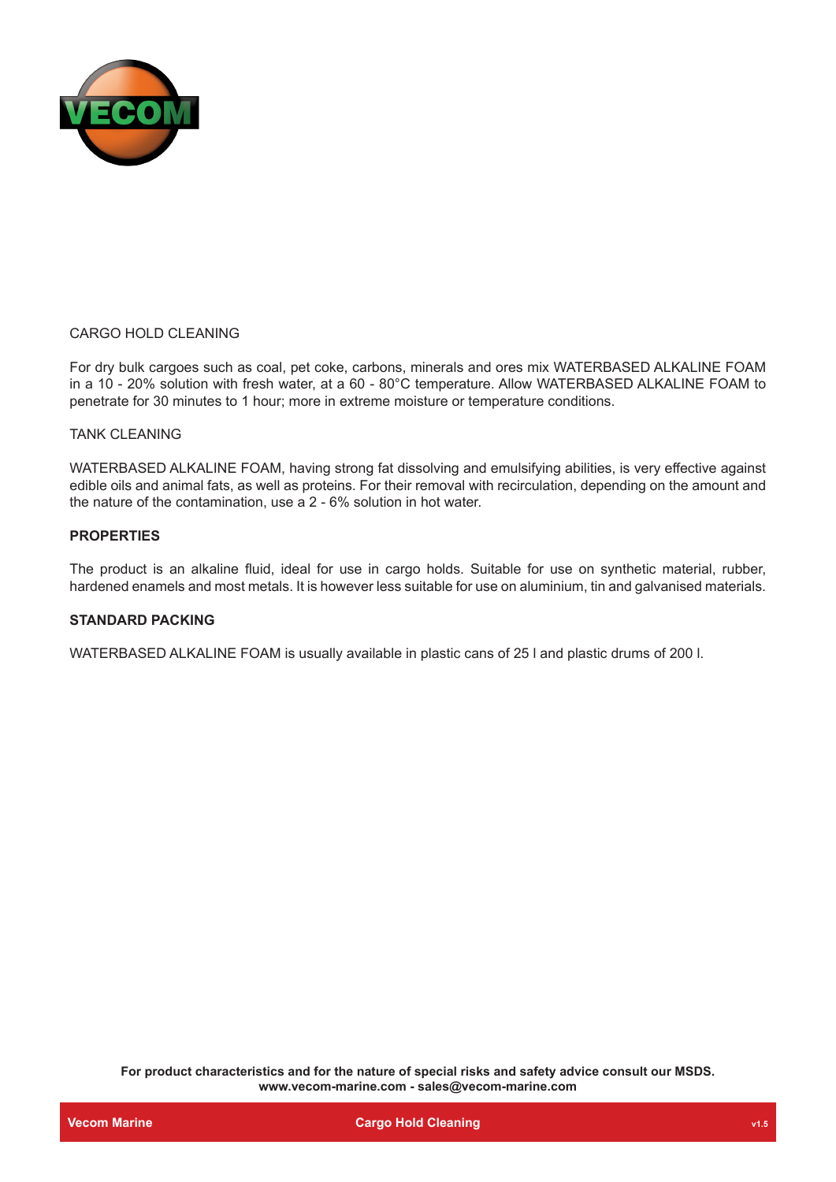CARGO HOLD CLEANING

For dry bulk cargoes such as coal, pet coke, carbons, minerals and ores mix WATERBASED ALKALINE FOAM in a 10 - 20% solution with fresh water, at a 60 - 80°C temperature. Allow WATERBASED ALKALINE FOAM to penetrate for 30 minutes to 1 hour; more in extreme moisture or temperature conditions.

TANK CLEANING

WATERBASED ALKALINE FOAM, having strong fat dissolving and emulsifying abilities, is very effective against edible oils and animal fats, as well as proteins. For their removal with recirculation, depending on the amount and the nature of the contamination, use a 2 - 6% solution in hot water.

**PROPERTIES**

The product is an alkaline fluid, ideal for use in cargo holds. Suitable for use on synthetic material, rubber, hardened enamels and most metals. It is however less suitable for use on aluminium, tin and galvanised materials.

**STANDARD PACKING**

WATERBASED ALKALINE FOAM is usually available in plastic cans of 25 l and plastic drums of 200 l.

**For product characteristics and for the nature of special risks and safety advice consult our MSDS.**
**www.vecom-marine.com - sales@vecom-marine.com**